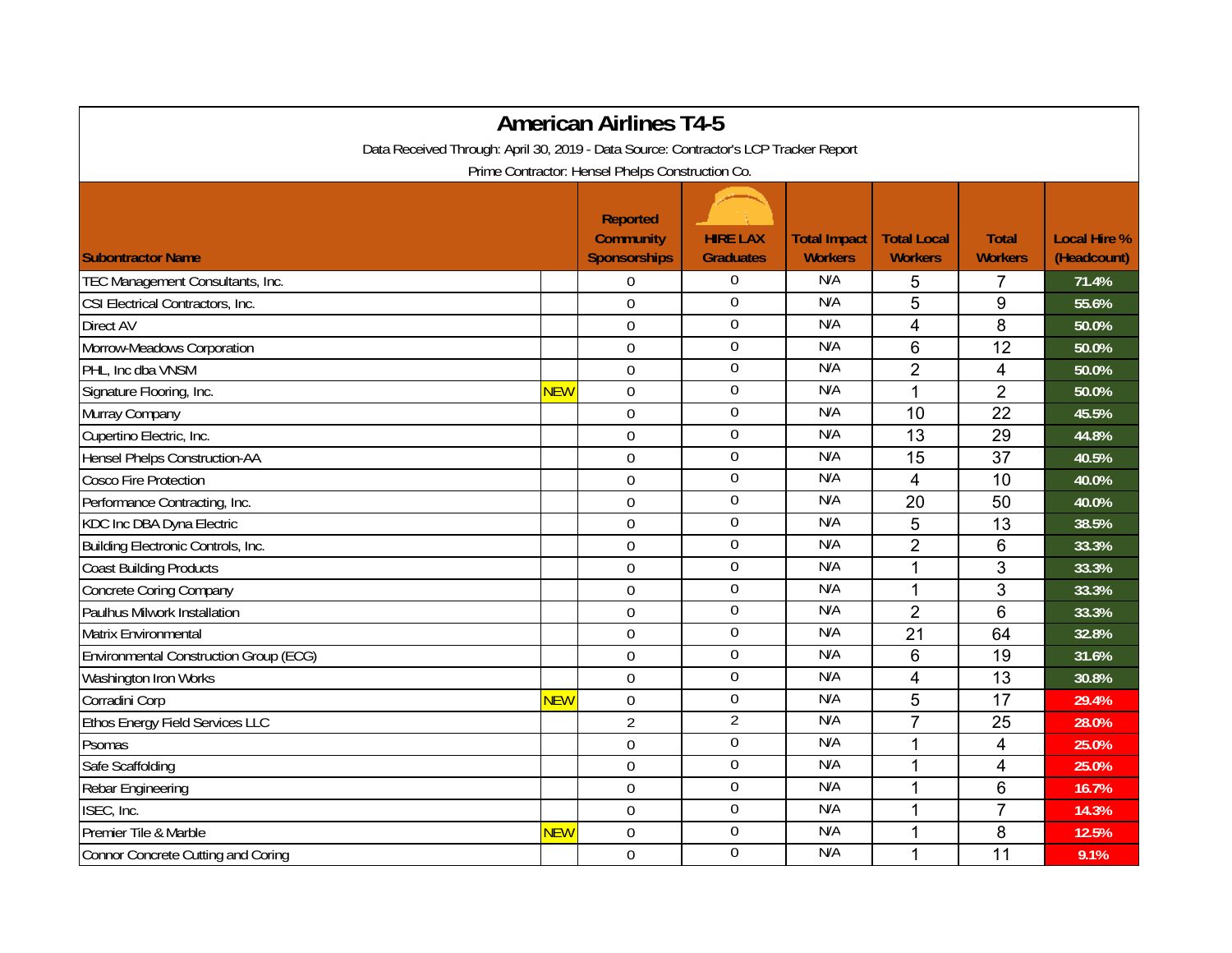# American Airlines T4-5

Data Received Through: April 30, 2019 - Data Source: Contractor's LCP Tracker Report

Prime Contractor: Hensel Phelps Construction Co.

| Subontractor Name | | Reported Community Sponsorships | HIRE LAX Graduates | Total Impact Workers | Total Local Workers | Total Workers | Local Hire % (Headcount) |
|---|---|---|---|---|---|---|---|
| TEC Management Consultants, Inc. | | 0 | 0 | N/A | 5 | 7 | 71.4% |
| CSI Electrical Contractors, Inc. | | 0 | 0 | N/A | 5 | 9 | 55.6% |
| Direct AV | | 0 | 0 | N/A | 4 | 8 | 50.0% |
| Morrow-Meadows Corporation | | 0 | 0 | N/A | 6 | 12 | 50.0% |
| PHL, Inc dba VNSM | | 0 | 0 | N/A | 2 | 4 | 50.0% |
| Signature Flooring, Inc. | NEW | 0 | 0 | N/A | 1 | 2 | 50.0% |
| Murray Company | | 0 | 0 | N/A | 10 | 22 | 45.5% |
| Cupertino Electric, Inc. | | 0 | 0 | N/A | 13 | 29 | 44.8% |
| Hensel Phelps Construction-AA | | 0 | 0 | N/A | 15 | 37 | 40.5% |
| Cosco Fire Protection | | 0 | 0 | N/A | 4 | 10 | 40.0% |
| Performance Contracting, Inc. | | 0 | 0 | N/A | 20 | 50 | 40.0% |
| KDC Inc DBA Dyna Electric | | 0 | 0 | N/A | 5 | 13 | 38.5% |
| Building Electronic Controls, Inc. | | 0 | 0 | N/A | 2 | 6 | 33.3% |
| Coast Building Products | | 0 | 0 | N/A | 1 | 3 | 33.3% |
| Concrete Coring Company | | 0 | 0 | N/A | 1 | 3 | 33.3% |
| Paulhus Milwork Installation | | 0 | 0 | N/A | 2 | 6 | 33.3% |
| Matrix Environmental | | 0 | 0 | N/A | 21 | 64 | 32.8% |
| Environmental Construction Group (ECG) | | 0 | 0 | N/A | 6 | 19 | 31.6% |
| Washington Iron Works | | 0 | 0 | N/A | 4 | 13 | 30.8% |
| Corradini Corp | NEW | 0 | 0 | N/A | 5 | 17 | 29.4% |
| Ethos Energy Field Services LLC | | 2 | 2 | N/A | 7 | 25 | 28.0% |
| Psomas | | 0 | 0 | N/A | 1 | 4 | 25.0% |
| Safe Scaffolding | | 0 | 0 | N/A | 1 | 4 | 25.0% |
| Rebar Engineering | | 0 | 0 | N/A | 1 | 6 | 16.7% |
| ISEC, Inc. | | 0 | 0 | N/A | 1 | 7 | 14.3% |
| Premier Tile & Marble | NEW | 0 | 0 | N/A | 1 | 8 | 12.5% |
| Connor Concrete Cutting and Coring | | 0 | 0 | N/A | 1 | 11 | 9.1% |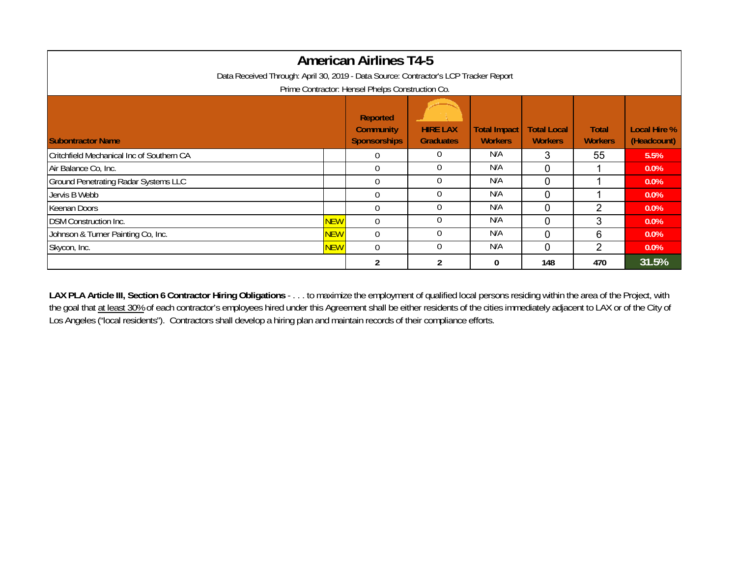# American Airlines T4-5

Data Received Through: April 30, 2019 - Data Source: Contractor's LCP Tracker Report

Prime Contractor: Hensel Phelps Construction Co.

| Subontractor Name | | Reported Community Sponsorships | HIRE LAX Graduates | Total Impact Workers | Total Local Workers | Total Workers | Local Hire % (Headcount) |
|---|---|---|---|---|---|---|---|
| Critchfield Mechanical Inc of Southern CA | | 0 | 0 | N/A | 3 | 55 | 5.5% |
| Air Balance Co, Inc. | | 0 | 0 | N/A | 0 | 1 | 0.0% |
| Ground Penetrating Radar Systems LLC | | 0 | 0 | N/A | 0 | 1 | 0.0% |
| Jervis B Webb | | 0 | 0 | N/A | 0 | 1 | 0.0% |
| Keenan Doors | | 0 | 0 | N/A | 0 | 2 | 0.0% |
| DSM Construction Inc. | NEW | 0 | 0 | N/A | 0 | 3 | 0.0% |
| Johnson & Turner Painting Co, Inc. | NEW | 0 | 0 | N/A | 0 | 6 | 0.0% |
| Skycon, Inc. | NEW | 0 | 0 | N/A | 0 | 2 | 0.0% |
| | | **2** | **2** | **0** | **148** | **470** | **31.5%** |

**LAX PLA Article III, Section 6 Contractor Hiring Obligations** - . . . to maximize the employment of qualified local persons residing within the area of the Project, with the goal that at least 30% of each contractor's employees hired under this Agreement shall be either residents of the cities immediately adjacent to LAX or of the City of Los Angeles ("local residents"). Contractors shall develop a hiring plan and maintain records of their compliance efforts.